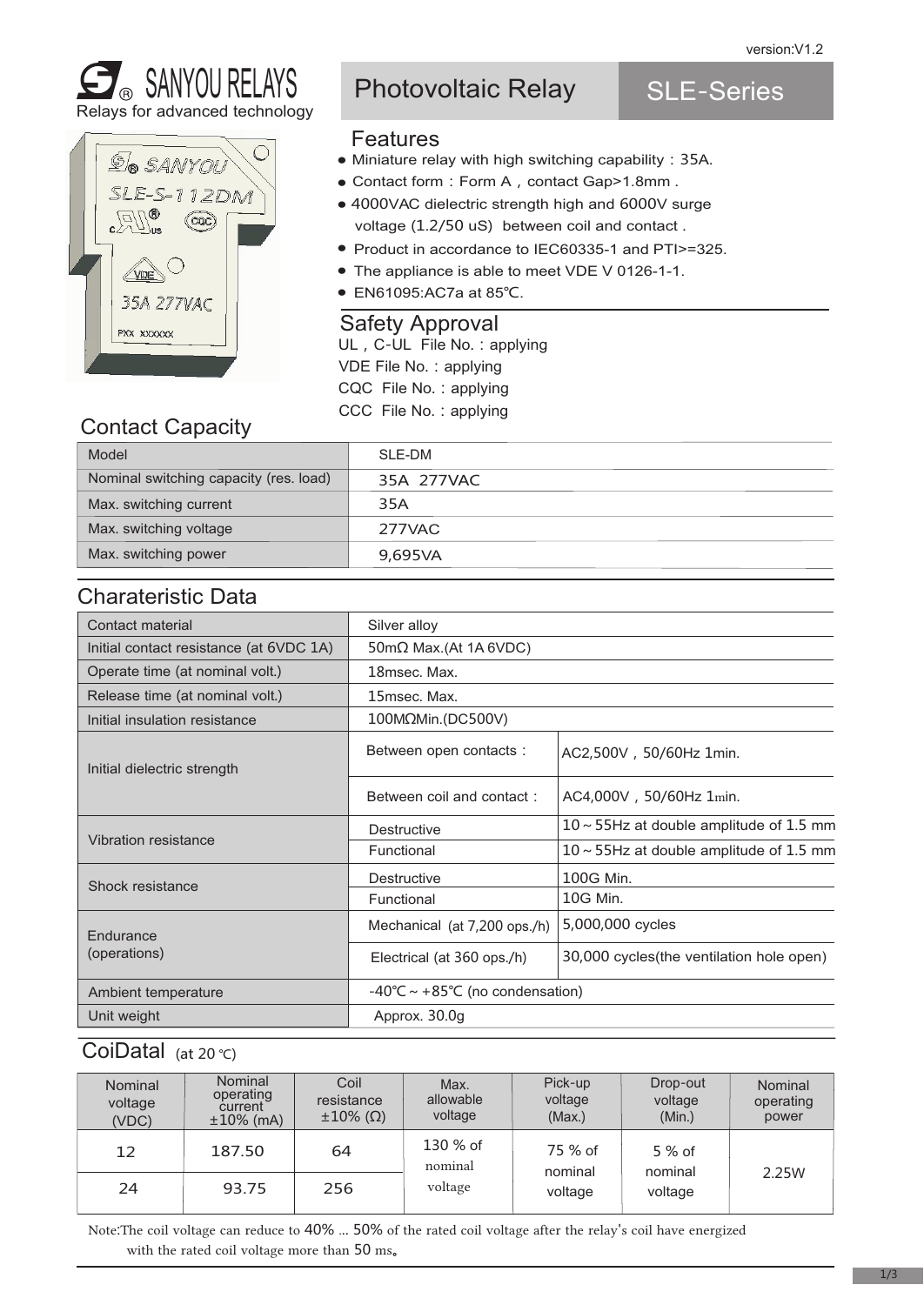version:V1.2

SANYOU RELAYS
Relays for advanced technology

# Photovoltaic Relay SLE-Series

## Features

- Miniature relay with high switching capability：35A.
- Contact form：Form A，contact Gap>1.8mm .
- 4000VAC dielectric strength high and 6000V surge voltage (1.2/50 uS) between coil and contact .
- Product in accordance to IEC60335-1 and PTI>=325.
- The appliance is able to meet VDE V 0126-1-1.
- EN61095:AC7a at 85℃.

## Safety Approval

UL，C-UL File No.：applying
VDE File No.：applying
CQC File No.：applying
CCC File No.：applying

## Contact Capacity

| Model | SLE-DM |
|---|---|
| Nominal switching capacity (res. load) | 35A 277VAC |
| Max. switching current | 35A |
| Max. switching voltage | 277VAC |
| Max. switching power | 9,695VA |

## Charateristic Data

| Contact material | Silver alloy | |
|---|---|---|
| Initial contact resistance (at 6VDC 1A) | 50mΩ Max.(At 1A 6VDC) | |
| Operate time (at nominal volt.) | 18msec. Max. | |
| Release time (at nominal volt.) | 15msec. Max. | |
| Initial insulation resistance | 100MΩMin.(DC500V) | |
| Initial dielectric strength | Between open contacts： | AC2,500V，50/60Hz 1min. |
| | Between coil and contact： | AC4,000V，50/60Hz 1min. |
| Vibration resistance | Destructive | 10～55Hz at double amplitude of 1.5 mm |
| | Functional | 10～55Hz at double amplitude of 1.5 mm |
| Shock resistance | Destructive | 100G Min. |
| | Functional | 10G Min. |
| Endurance (operations) | Mechanical (at 7,200 ops./h) | 5,000,000 cycles |
| | Electrical (at 360 ops./h) | 30,000 cycles(the ventilation hole open) |
| Ambient temperature | -40℃～+85℃ (no condensation) | |
| Unit weight | Approx. 30.0g | |

## CoiDatal (at 20 ℃)

| Nominal voltage (VDC) | Nominal operating current ±10% (mA) | Coil resistance ±10% (Ω) | Max. allowable voltage | Pick-up voltage (Max.) | Drop-out voltage (Min.) | Nominal operating power |
|---|---|---|---|---|---|---|
| 12 | 187.50 | 64 | 130 % of nominal voltage | 75 % of nominal voltage | 5 % of nominal voltage | 2.25W |
| 24 | 93.75 | 256 | | | | |

Note:The coil voltage can reduce to 40% ... 50% of the rated coil voltage after the relay's coil have energized with the rated coil voltage more than 50 ms。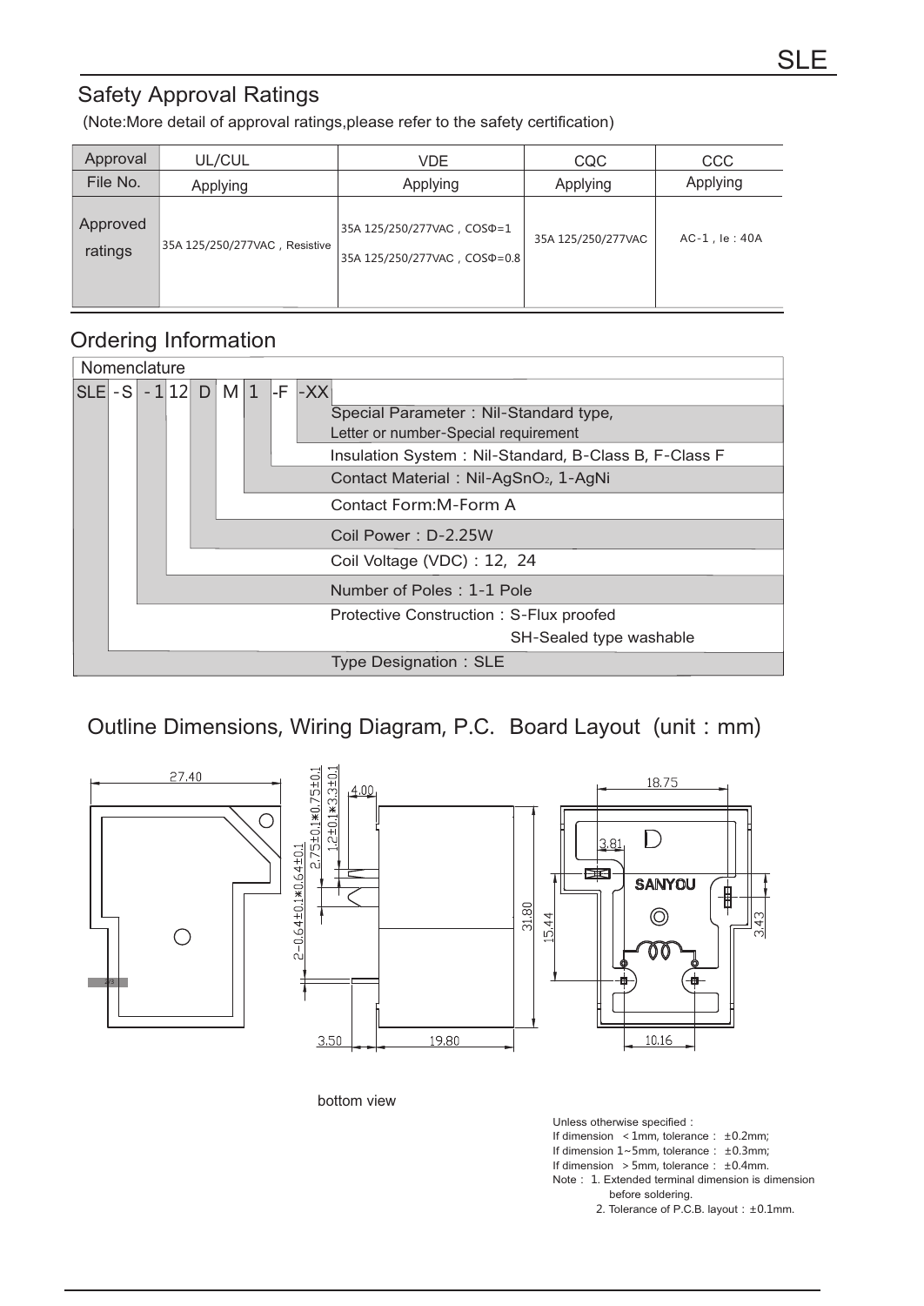## Safety Approval Ratings

(Note:More detail of approval ratings,please refer to the safety certification)

| Approval | UL/CUL | VDE | CQC | CCC |
|---|---|---|---|---|
| File No. | Applying | Applying | Applying | Applying |
| Approved ratings | 35A 125/250/277VAC，Resistive | 35A 125/250/277VAC，COSΦ=1<br>35A 125/250/277VAC，COSΦ=0.8 | 35A 125/250/277VAC | AC-1，Ie：40A |

## Ordering Information

Nomenclature

SLE -S -1 12 D M 1 -F -XX

- Special Parameter：Nil-Standard type, Letter or number-Special requirement
- Insulation System：Nil-Standard, B-Class B, F-Class F
- Contact Material：Nil-$AgSnO_2$, 1-AgNi
- Contact Form:M-Form A
- Coil Power：D-2.25W
- Coil Voltage (VDC)：12, 24
- Number of Poles：1-1 Pole
- Protective Construction：S-Flux proofed, SH-Sealed type washable
- Type Designation：SLE

## Outline Dimensions, Wiring Diagram, P.C. Board Layout (unit：mm)

27.40

4.00

2.75±0.1*0.75±0.1

1.2±0.1*3.3±0.1

2-0.64±0.1*0.64±0.1

31.80

3.50

19.80

18.75

3.81

D

SANYOU

15.44

3.43

10.16

bottom view

Unless otherwise specified：
If dimension <1mm, tolerance：±0.2mm;
If dimension 1~5mm, tolerance：±0.3mm;
If dimension >5mm, tolerance：±0.4mm.

Note：1. Extended terminal dimension is dimension before soldering.
2. Tolerance of P.C.B. layout：±0.1mm.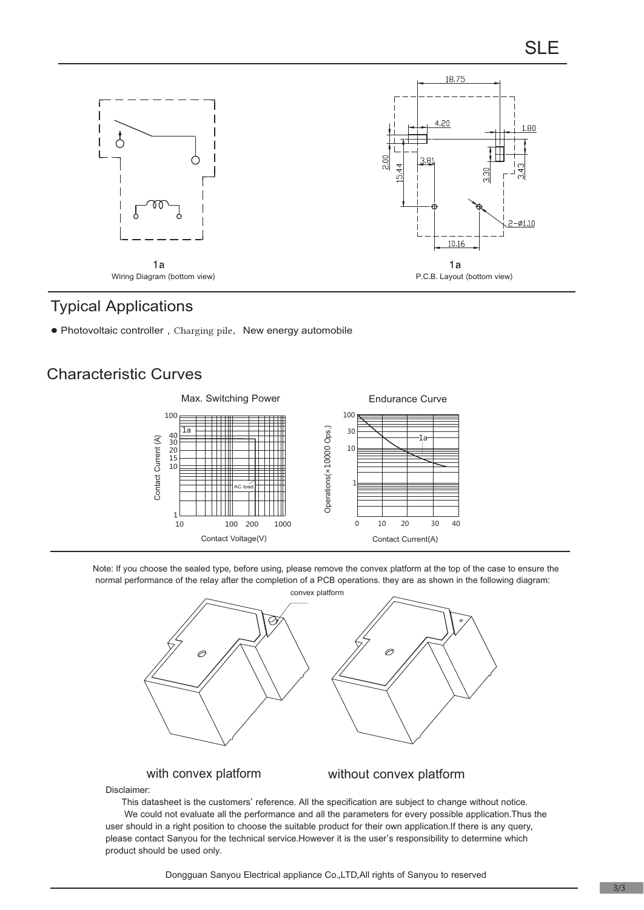1a
Wiring Diagram (bottom view)

18.75
4.20
1.80
2.00
15.44
3.81
3.30
3.43
2-ø1.10
10.16

1a
P.C.B. Layout (bottom view)

## Typical Applications

- Photovoltaic controller，Charging pile，New energy automobile

## Characteristic Curves

Max. Switching Power

100
40
30
20
15
10
1
1a
AC load
Contact Current (A)
10 100 200 1000
Contact Voltage(V)

Endurance Curve

100
30
10
1
1a
Operations(×10000 Ops.)
0 10 20 30 40
Contact Current(A)

Note: If you choose the sealed type, before using, please remove the convex platform at the top of the case to ensure the normal performance of the relay after the completion of a PCB operations. they are as shown in the following diagram:

convex platform

with convex platform

without convex platform

Disclaimer:

This datasheet is the customers' reference. All the specification are subject to change without notice.

We could not evaluate all the performance and all the parameters for every possible application.Thus the user should in a right position to choose the suitable product for their own application.If there is any query, please contact Sanyou for the technical service.However it is the user's responsibility to determine which product should be used only.

Dongguan Sanyou Electrical appliance Co.,LTD,All rights of Sanyou to reserved